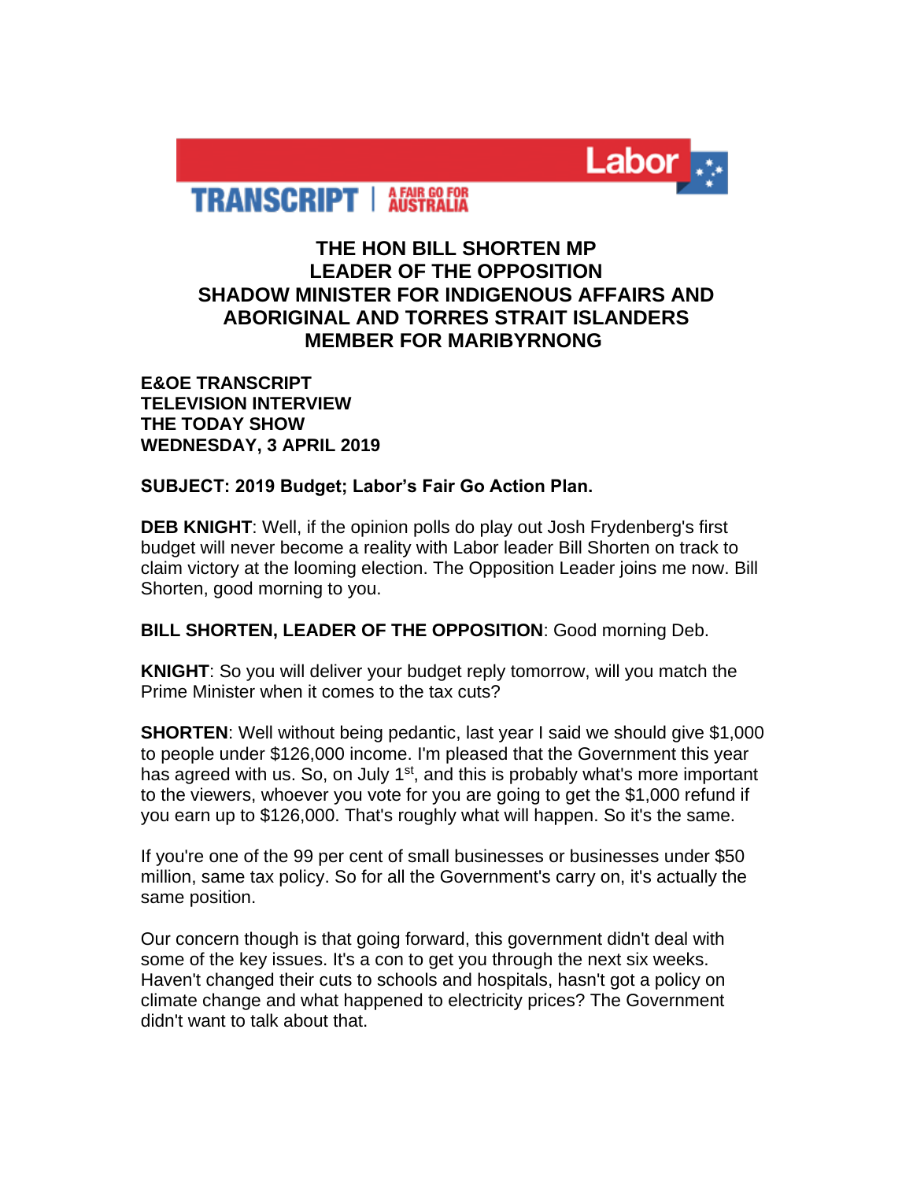TRANSCRIPT | A FAIR GO FOR AUSTRALIA

Labor

# THE HON BILL SHORTEN MP
# LEADER OF THE OPPOSITION
# SHADOW MINISTER FOR INDIGENOUS AFFAIRS AND ABORIGINAL AND TORRES STRAIT ISLANDERS
# MEMBER FOR MARIBYRNONG

**E&OE TRANSCRIPT**
**TELEVISION INTERVIEW**
**THE TODAY SHOW**
**WEDNESDAY, 3 APRIL 2019**

**SUBJECT: 2019 Budget; Labor's Fair Go Action Plan.**

**DEB KNIGHT**: Well, if the opinion polls do play out Josh Frydenberg's first budget will never become a reality with Labor leader Bill Shorten on track to claim victory at the looming election. The Opposition Leader joins me now. Bill Shorten, good morning to you.

**BILL SHORTEN, LEADER OF THE OPPOSITION**: Good morning Deb.

**KNIGHT**: So you will deliver your budget reply tomorrow, will you match the Prime Minister when it comes to the tax cuts?

**SHORTEN**: Well without being pedantic, last year I said we should give $1,000 to people under $126,000 income. I'm pleased that the Government this year has agreed with us. So, on July 1st, and this is probably what's more important to the viewers, whoever you vote for you are going to get the $1,000 refund if you earn up to $126,000. That's roughly what will happen. So it's the same.

If you're one of the 99 per cent of small businesses or businesses under $50 million, same tax policy. So for all the Government's carry on, it's actually the same position.

Our concern though is that going forward, this government didn't deal with some of the key issues. It's a con to get you through the next six weeks. Haven't changed their cuts to schools and hospitals, hasn't got a policy on climate change and what happened to electricity prices? The Government didn't want to talk about that.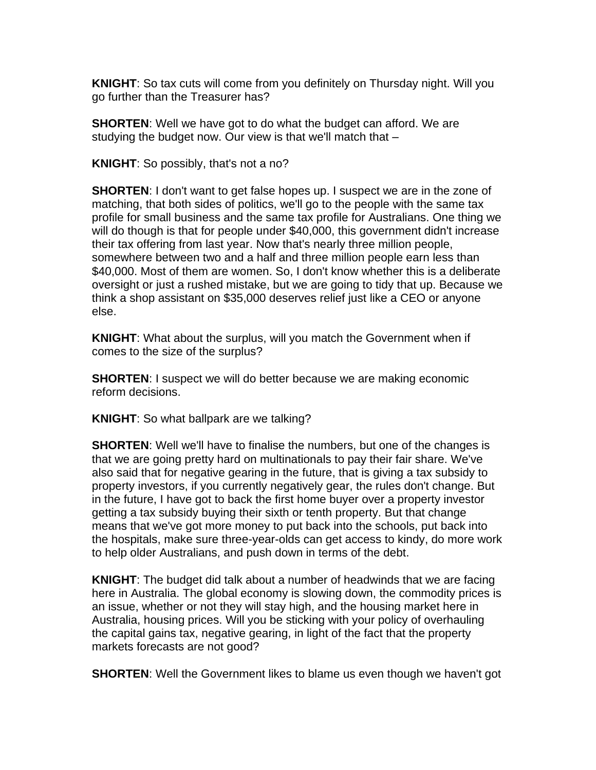**KNIGHT**: So tax cuts will come from you definitely on Thursday night. Will you go further than the Treasurer has?

**SHORTEN**: Well we have got to do what the budget can afford. We are studying the budget now. Our view is that we'll match that –

**KNIGHT**: So possibly, that's not a no?

**SHORTEN**: I don't want to get false hopes up. I suspect we are in the zone of matching, that both sides of politics, we'll go to the people with the same tax profile for small business and the same tax profile for Australians. One thing we will do though is that for people under $40,000, this government didn't increase their tax offering from last year. Now that's nearly three million people, somewhere between two and a half and three million people earn less than $40,000. Most of them are women. So, I don't know whether this is a deliberate oversight or just a rushed mistake, but we are going to tidy that up. Because we think a shop assistant on $35,000 deserves relief just like a CEO or anyone else.

**KNIGHT**: What about the surplus, will you match the Government when if comes to the size of the surplus?

**SHORTEN**: I suspect we will do better because we are making economic reform decisions.

**KNIGHT**: So what ballpark are we talking?

**SHORTEN**: Well we'll have to finalise the numbers, but one of the changes is that we are going pretty hard on multinationals to pay their fair share. We've also said that for negative gearing in the future, that is giving a tax subsidy to property investors, if you currently negatively gear, the rules don't change. But in the future, I have got to back the first home buyer over a property investor getting a tax subsidy buying their sixth or tenth property. But that change means that we've got more money to put back into the schools, put back into the hospitals, make sure three-year-olds can get access to kindy, do more work to help older Australians, and push down in terms of the debt.

**KNIGHT**: The budget did talk about a number of headwinds that we are facing here in Australia. The global economy is slowing down, the commodity prices is an issue, whether or not they will stay high, and the housing market here in Australia, housing prices. Will you be sticking with your policy of overhauling the capital gains tax, negative gearing, in light of the fact that the property markets forecasts are not good?

**SHORTEN**: Well the Government likes to blame us even though we haven't got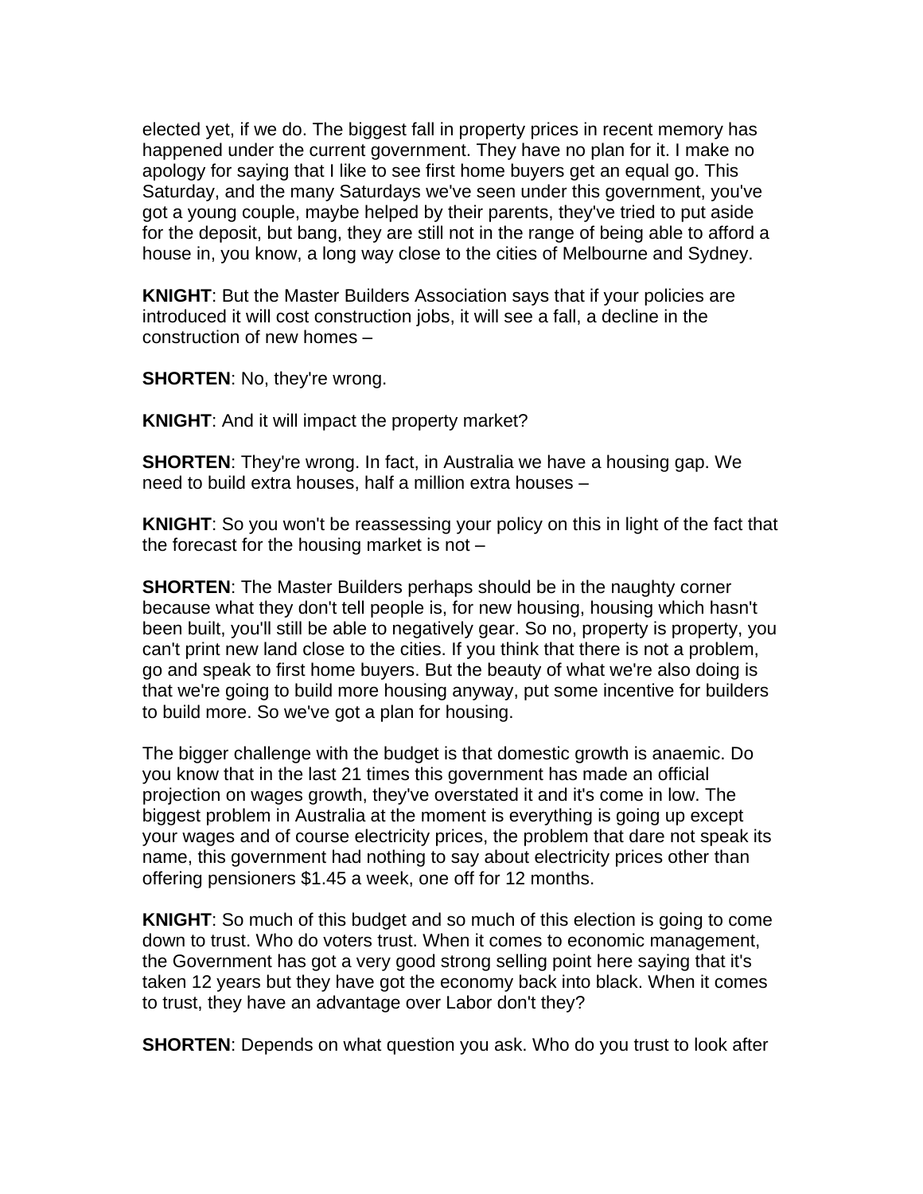elected yet, if we do. The biggest fall in property prices in recent memory has happened under the current government. They have no plan for it. I make no apology for saying that I like to see first home buyers get an equal go. This Saturday, and the many Saturdays we've seen under this government, you've got a young couple, maybe helped by their parents, they've tried to put aside for the deposit, but bang, they are still not in the range of being able to afford a house in, you know, a long way close to the cities of Melbourne and Sydney.

**KNIGHT**: But the Master Builders Association says that if your policies are introduced it will cost construction jobs, it will see a fall, a decline in the construction of new homes –

**SHORTEN**: No, they're wrong.

**KNIGHT**: And it will impact the property market?

**SHORTEN**: They're wrong. In fact, in Australia we have a housing gap. We need to build extra houses, half a million extra houses –

**KNIGHT**: So you won't be reassessing your policy on this in light of the fact that the forecast for the housing market is not –

**SHORTEN**: The Master Builders perhaps should be in the naughty corner because what they don't tell people is, for new housing, housing which hasn't been built, you'll still be able to negatively gear. So no, property is property, you can't print new land close to the cities. If you think that there is not a problem, go and speak to first home buyers. But the beauty of what we're also doing is that we're going to build more housing anyway, put some incentive for builders to build more. So we've got a plan for housing.

The bigger challenge with the budget is that domestic growth is anaemic. Do you know that in the last 21 times this government has made an official projection on wages growth, they've overstated it and it's come in low. The biggest problem in Australia at the moment is everything is going up except your wages and of course electricity prices, the problem that dare not speak its name, this government had nothing to say about electricity prices other than offering pensioners $1.45 a week, one off for 12 months.

**KNIGHT**: So much of this budget and so much of this election is going to come down to trust. Who do voters trust. When it comes to economic management, the Government has got a very good strong selling point here saying that it's taken 12 years but they have got the economy back into black. When it comes to trust, they have an advantage over Labor don't they?

**SHORTEN**: Depends on what question you ask. Who do you trust to look after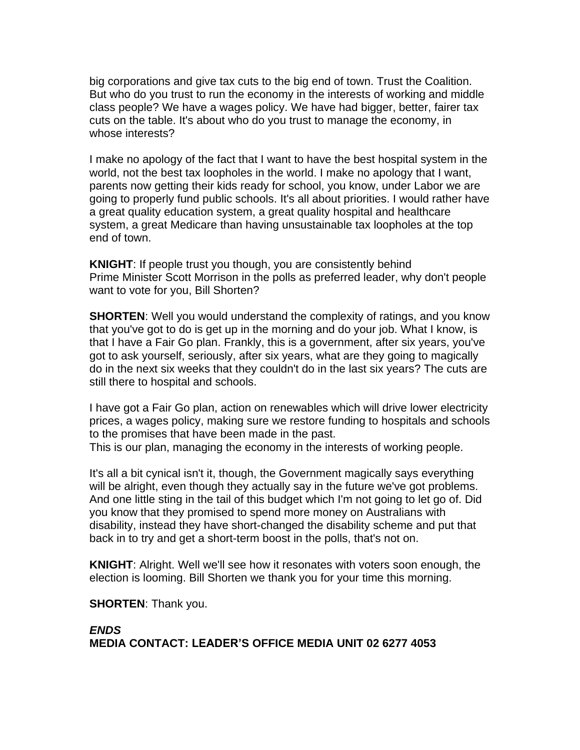big corporations and give tax cuts to the big end of town. Trust the Coalition. But who do you trust to run the economy in the interests of working and middle class people? We have a wages policy. We have had bigger, better, fairer tax cuts on the table. It's about who do you trust to manage the economy, in whose interests?

I make no apology of the fact that I want to have the best hospital system in the world, not the best tax loopholes in the world. I make no apology that I want, parents now getting their kids ready for school, you know, under Labor we are going to properly fund public schools. It's all about priorities. I would rather have a great quality education system, a great quality hospital and healthcare system, a great Medicare than having unsustainable tax loopholes at the top end of town.

**KNIGHT**: If people trust you though, you are consistently behind Prime Minister Scott Morrison in the polls as preferred leader, why don't people want to vote for you, Bill Shorten?

**SHORTEN**: Well you would understand the complexity of ratings, and you know that you've got to do is get up in the morning and do your job. What I know, is that I have a Fair Go plan. Frankly, this is a government, after six years, you've got to ask yourself, seriously, after six years, what are they going to magically do in the next six weeks that they couldn't do in the last six years? The cuts are still there to hospital and schools.

I have got a Fair Go plan, action on renewables which will drive lower electricity prices, a wages policy, making sure we restore funding to hospitals and schools to the promises that have been made in the past.
This is our plan, managing the economy in the interests of working people.

It's all a bit cynical isn't it, though, the Government magically says everything will be alright, even though they actually say in the future we've got problems. And one little sting in the tail of this budget which I'm not going to let go of. Did you know that they promised to spend more money on Australians with disability, instead they have short-changed the disability scheme and put that back in to try and get a short-term boost in the polls, that's not on.

**KNIGHT**: Alright. Well we'll see how it resonates with voters soon enough, the election is looming. Bill Shorten we thank you for your time this morning.

**SHORTEN**: Thank you.

***ENDS***
**MEDIA CONTACT: LEADER'S OFFICE MEDIA UNIT 02 6277 4053**